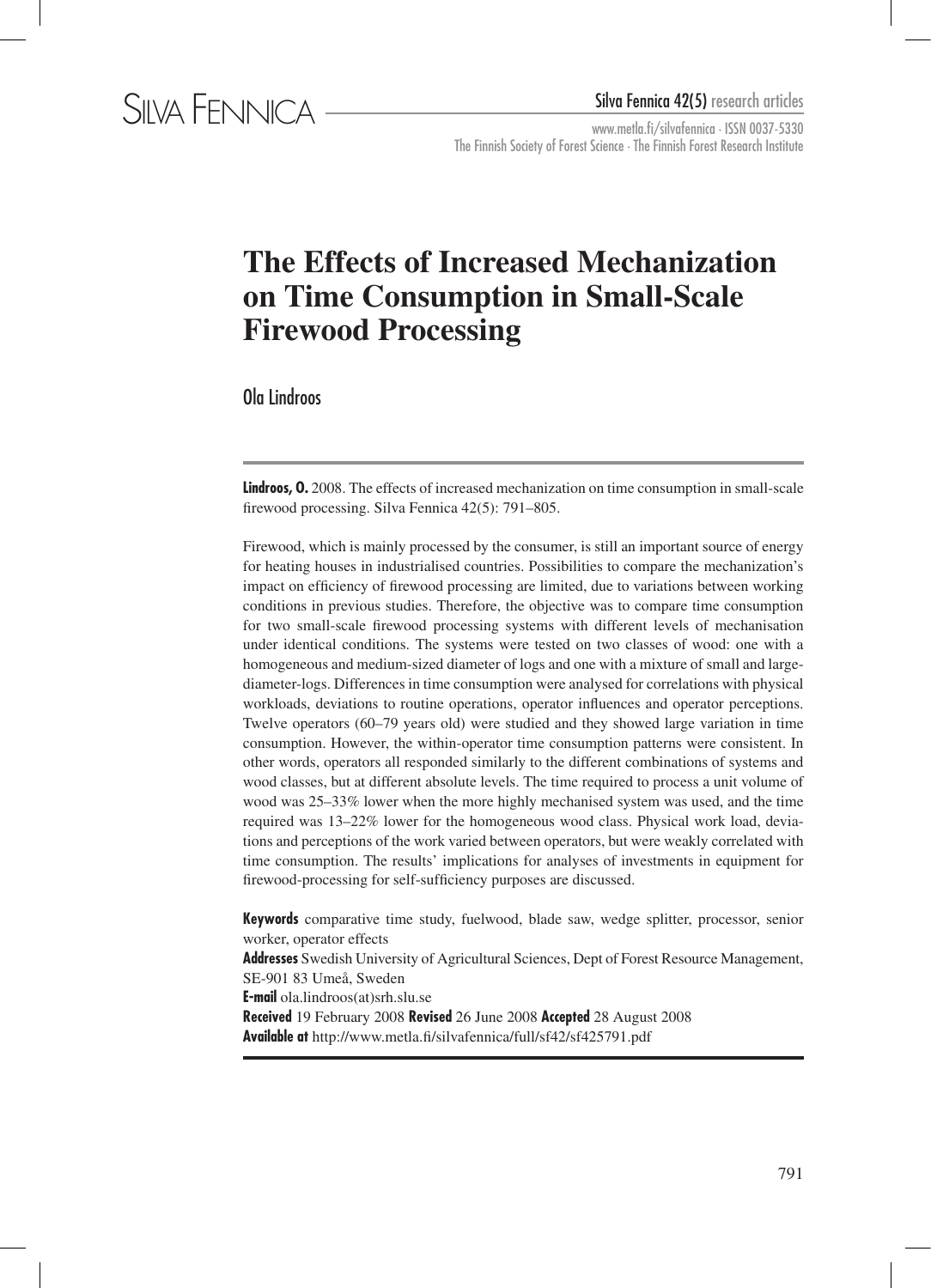# The Effects of Increased Mechanization on Time Consumption in Small-Scale Firewood Processing

Ola Lindroos

**Lindroos, O.** 2008. The effects of increased mechanization on time consumption in small-scale firewood processing. Silva Fennica 42(5): 791–805.

Firewood, which is mainly processed by the consumer, is still an important source of energy for heating houses in industrialised countries. Possibilities to compare the mechanization's impact on efficiency of firewood processing are limited, due to variations between working conditions in previous studies. Therefore, the objective was to compare time consumption for two small-scale firewood processing systems with different levels of mechanisation under identical conditions. The systems were tested on two classes of wood: one with a homogeneous and medium-sized diameter of logs and one with a mixture of small and large-diameter-logs. Differences in time consumption were analysed for correlations with physical workloads, deviations to routine operations, operator influences and operator perceptions. Twelve operators (60–79 years old) were studied and they showed large variation in time consumption. However, the within-operator time consumption patterns were consistent. In other words, operators all responded similarly to the different combinations of systems and wood classes, but at different absolute levels. The time required to process a unit volume of wood was 25–33% lower when the more highly mechanised system was used, and the time required was 13–22% lower for the homogeneous wood class. Physical work load, deviations and perceptions of the work varied between operators, but were weakly correlated with time consumption. The results' implications for analyses of investments in equipment for firewood-processing for self-sufficiency purposes are discussed.

**Keywords** comparative time study, fuelwood, blade saw, wedge splitter, processor, senior worker, operator effects

**Addresses** Swedish University of Agricultural Sciences, Dept of Forest Resource Management, SE-901 83 Umeå, Sweden

**E-mail** ola.lindroos(at)srh.slu.se

**Received** 19 February 2008 **Revised** 26 June 2008 **Accepted** 28 August 2008

**Available at** http://www.metla.fi/silvafennica/full/sf42/sf425791.pdf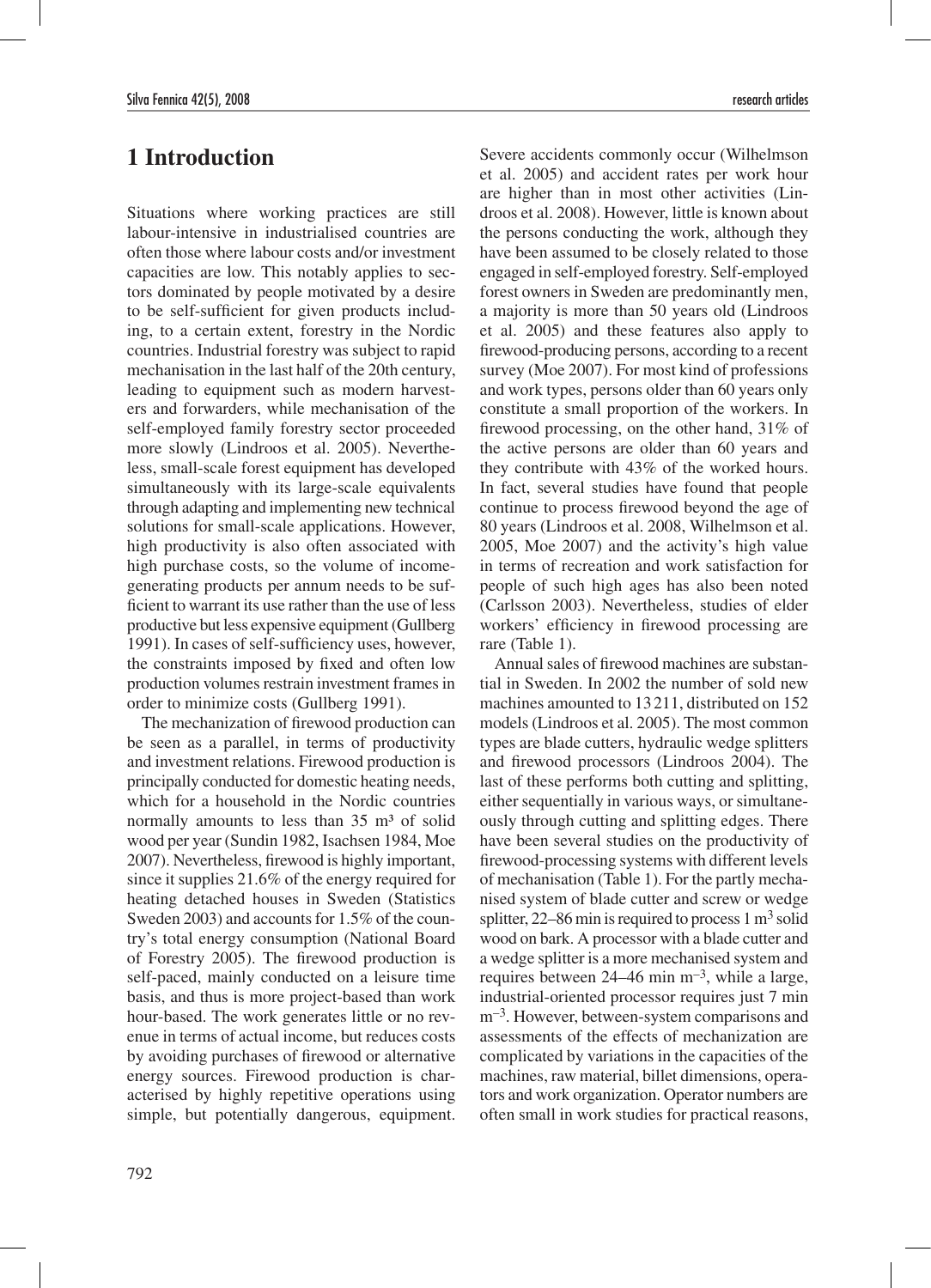# 1 Introduction

Situations where working practices are still labour-intensive in industrialised countries are often those where labour costs and/or investment capacities are low. This notably applies to sectors dominated by people motivated by a desire to be self-sufficient for given products including, to a certain extent, forestry in the Nordic countries. Industrial forestry was subject to rapid mechanisation in the last half of the 20th century, leading to equipment such as modern harvesters and forwarders, while mechanisation of the self-employed family forestry sector proceeded more slowly (Lindroos et al. 2005). Nevertheless, small-scale forest equipment has developed simultaneously with its large-scale equivalents through adapting and implementing new technical solutions for small-scale applications. However, high productivity is also often associated with high purchase costs, so the volume of income-generating products per annum needs to be sufficient to warrant its use rather than the use of less productive but less expensive equipment (Gullberg 1991). In cases of self-sufficiency uses, however, the constraints imposed by fixed and often low production volumes restrain investment frames in order to minimize costs (Gullberg 1991).

The mechanization of firewood production can be seen as a parallel, in terms of productivity and investment relations. Firewood production is principally conducted for domestic heating needs, which for a household in the Nordic countries normally amounts to less than 35 m³ of solid wood per year (Sundin 1982, Isachsen 1984, Moe 2007). Nevertheless, firewood is highly important, since it supplies 21.6% of the energy required for heating detached houses in Sweden (Statistics Sweden 2003) and accounts for 1.5% of the country's total energy consumption (National Board of Forestry 2005). The firewood production is self-paced, mainly conducted on a leisure time basis, and thus is more project-based than work hour-based. The work generates little or no revenue in terms of actual income, but reduces costs by avoiding purchases of firewood or alternative energy sources. Firewood production is characterised by highly repetitive operations using simple, but potentially dangerous, equipment. Severe accidents commonly occur (Wilhelmson et al. 2005) and accident rates per work hour are higher than in most other activities (Lindroos et al. 2008). However, little is known about the persons conducting the work, although they have been assumed to be closely related to those engaged in self-employed forestry. Self-employed forest owners in Sweden are predominantly men, a majority is more than 50 years old (Lindroos et al. 2005) and these features also apply to firewood-producing persons, according to a recent survey (Moe 2007). For most kind of professions and work types, persons older than 60 years only constitute a small proportion of the workers. In firewood processing, on the other hand, 31% of the active persons are older than 60 years and they contribute with 43% of the worked hours. In fact, several studies have found that people continue to process firewood beyond the age of 80 years (Lindroos et al. 2008, Wilhelmson et al. 2005, Moe 2007) and the activity's high value in terms of recreation and work satisfaction for people of such high ages has also been noted (Carlsson 2003). Nevertheless, studies of elder workers' efficiency in firewood processing are rare (Table 1).

Annual sales of firewood machines are substantial in Sweden. In 2002 the number of sold new machines amounted to 13 211, distributed on 152 models (Lindroos et al. 2005). The most common types are blade cutters, hydraulic wedge splitters and firewood processors (Lindroos 2004). The last of these performs both cutting and splitting, either sequentially in various ways, or simultaneously through cutting and splitting edges. There have been several studies on the productivity of firewood-processing systems with different levels of mechanisation (Table 1). For the partly mechanised system of blade cutter and screw or wedge splitter, 22–86 min is required to process 1 $m^3$ solid wood on bark. A processor with a blade cutter and a wedge splitter is a more mechanised system and requires between 24–46 min $m^{-3}$, while a large, industrial-oriented processor requires just 7 min $m^{-3}$. However, between-system comparisons and assessments of the effects of mechanization are complicated by variations in the capacities of the machines, raw material, billet dimensions, operators and work organization. Operator numbers are often small in work studies for practical reasons,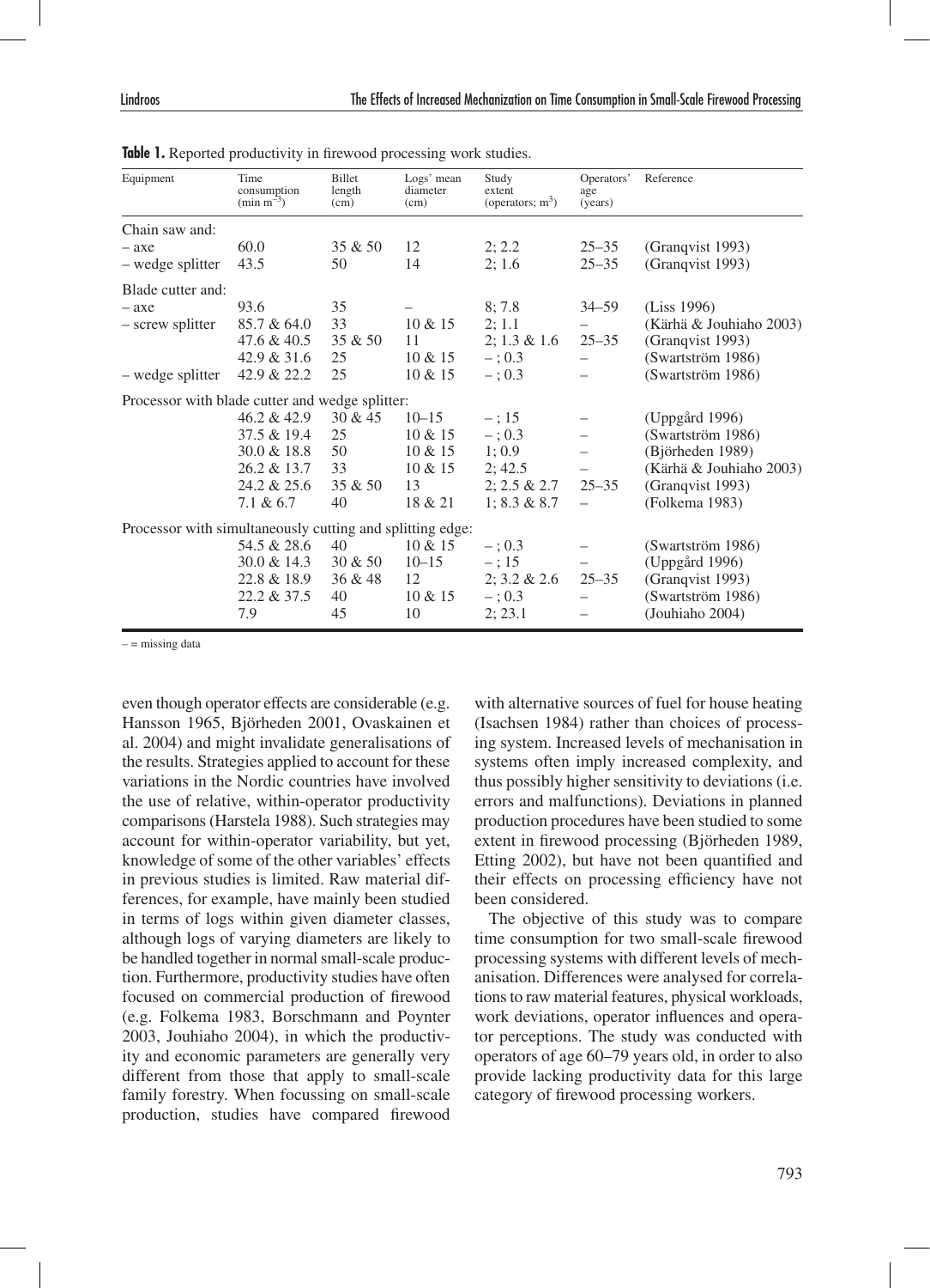**Table 1.** Reported productivity in firewood processing work studies.

| Equipment | Time consumption (min $m^{-3}$) | Billet length (cm) | Logs' mean diameter (cm) | Study extent (operators; $m^3$) | Operators' age (years) | Reference |
|---|---|---|---|---|---|---|
| Chain saw and: | | | | | | |
| – axe | 60.0 | 35 & 50 | 12 | 2; 2.2 | 25–35 | (Granqvist 1993) |
| – wedge splitter | 43.5 | 50 | 14 | 2; 1.6 | 25–35 | (Granqvist 1993) |
| Blade cutter and: | | | | | | |
| – axe | 93.6 | 35 | – | 8; 7.8 | 34–59 | (Liss 1996) |
| – screw splitter | 85.7 & 64.0 | 33 | 10 & 15 | 2; 1.1 | – | (Kärhä & Jouhiaho 2003) |
| | 47.6 & 40.5 | 35 & 50 | 11 | 2; 1.3 & 1.6 | 25–35 | (Granqvist 1993) |
| | 42.9 & 31.6 | 25 | 10 & 15 | – ; 0.3 | – | (Swartström 1986) |
| – wedge splitter | 42.9 & 22.2 | 25 | 10 & 15 | – ; 0.3 | – | (Swartström 1986) |
| Processor with blade cutter and wedge splitter: | | | | | | |
| | 46.2 & 42.9 | 30 & 45 | 10–15 | – ; 15 | – | (Uppgård 1996) |
| | 37.5 & 19.4 | 25 | 10 & 15 | – ; 0.3 | – | (Swartström 1986) |
| | 30.0 & 18.8 | 50 | 10 & 15 | 1; 0.9 | – | (Björheden 1989) |
| | 26.2 & 13.7 | 33 | 10 & 15 | 2; 42.5 | – | (Kärhä & Jouhiaho 2003) |
| | 24.2 & 25.6 | 35 & 50 | 13 | 2; 2.5 & 2.7 | 25–35 | (Granqvist 1993) |
| | 7.1 & 6.7 | 40 | 18 & 21 | 1; 8.3 & 8.7 | – | (Folkema 1983) |
| Processor with simultaneously cutting and splitting edge: | | | | | | |
| | 54.5 & 28.6 | 40 | 10 & 15 | – ; 0.3 | – | (Swartström 1986) |
| | 30.0 & 14.3 | 30 & 50 | 10–15 | – ; 15 | – | (Uppgård 1996) |
| | 22.8 & 18.9 | 36 & 48 | 12 | 2; 3.2 & 2.6 | 25–35 | (Granqvist 1993) |
| | 22.2 & 37.5 | 40 | 10 & 15 | – ; 0.3 | – | (Swartström 1986) |
| | 7.9 | 45 | 10 | 2; 23.1 | – | (Jouhiaho 2004) |

– = missing data

even though operator effects are considerable (e.g. Hansson 1965, Björheden 2001, Ovaskainen et al. 2004) and might invalidate generalisations of the results. Strategies applied to account for these variations in the Nordic countries have involved the use of relative, within-operator productivity comparisons (Harstela 1988). Such strategies may account for within-operator variability, but yet, knowledge of some of the other variables' effects in previous studies is limited. Raw material differences, for example, have mainly been studied in terms of logs within given diameter classes, although logs of varying diameters are likely to be handled together in normal small-scale production. Furthermore, productivity studies have often focused on commercial production of firewood (e.g. Folkema 1983, Borschmann and Poynter 2003, Jouhiaho 2004), in which the productivity and economic parameters are generally very different from those that apply to small-scale family forestry. When focussing on small-scale production, studies have compared firewood with alternative sources of fuel for house heating (Isachsen 1984) rather than choices of processing system. Increased levels of mechanisation in systems often imply increased complexity, and thus possibly higher sensitivity to deviations (i.e. errors and malfunctions). Deviations in planned production procedures have been studied to some extent in firewood processing (Björheden 1989, Etting 2002), but have not been quantified and their effects on processing efficiency have not been considered.

The objective of this study was to compare time consumption for two small-scale firewood processing systems with different levels of mechanisation. Differences were analysed for correlations to raw material features, physical workloads, work deviations, operator influences and operator perceptions. The study was conducted with operators of age 60–79 years old, in order to also provide lacking productivity data for this large category of firewood processing workers.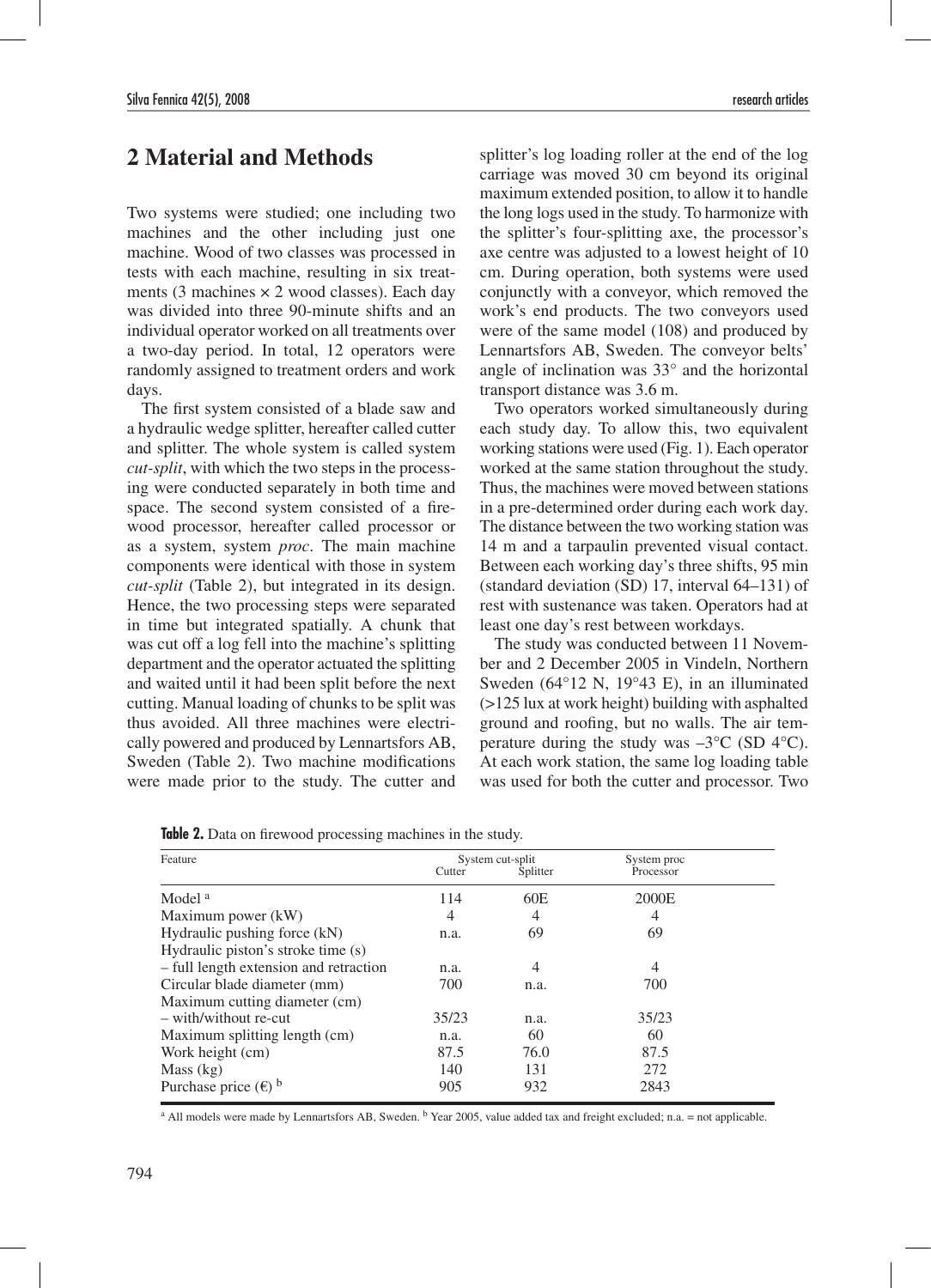## 2 Material and Methods

Two systems were studied; one including two machines and the other including just one machine. Wood of two classes was processed in tests with each machine, resulting in six treatments (3 machines × 2 wood classes). Each day was divided into three 90-minute shifts and an individual operator worked on all treatments over a two-day period. In total, 12 operators were randomly assigned to treatment orders and work days.

The first system consisted of a blade saw and a hydraulic wedge splitter, hereafter called cutter and splitter. The whole system is called system *cut-split*, with which the two steps in the processing were conducted separately in both time and space. The second system consisted of a firewood processor, hereafter called processor or as a system, system *proc*. The main machine components were identical with those in system *cut-split* (Table 2), but integrated in its design. Hence, the two processing steps were separated in time but integrated spatially. A chunk that was cut off a log fell into the machine's splitting department and the operator actuated the splitting and waited until it had been split before the next cutting. Manual loading of chunks to be split was thus avoided. All three machines were electrically powered and produced by Lennartsfors AB, Sweden (Table 2). Two machine modifications were made prior to the study. The cutter and splitter's log loading roller at the end of the log carriage was moved 30 cm beyond its original maximum extended position, to allow it to handle the long logs used in the study. To harmonize with the splitter's four-splitting axe, the processor's axe centre was adjusted to a lowest height of 10 cm. During operation, both systems were used conjunctly with a conveyor, which removed the work's end products. The two conveyors used were of the same model (108) and produced by Lennartsfors AB, Sweden. The conveyor belts' angle of inclination was 33° and the horizontal transport distance was 3.6 m.

Two operators worked simultaneously during each study day. To allow this, two equivalent working stations were used (Fig. 1). Each operator worked at the same station throughout the study. Thus, the machines were moved between stations in a pre-determined order during each work day. The distance between the two working station was 14 m and a tarpaulin prevented visual contact. Between each working day's three shifts, 95 min (standard deviation (SD) 17, interval 64–131) of rest with sustenance was taken. Operators had at least one day's rest between workdays.

The study was conducted between 11 November and 2 December 2005 in Vindeln, Northern Sweden (64°12 N, 19°43 E), in an illuminated (>125 lux at work height) building with asphalted ground and roofing, but no walls. The air temperature during the study was –3°C (SD 4°C). At each work station, the same log loading table was used for both the cutter and processor. Two

**Table 2.** Data on firewood processing machines in the study.

| Feature | System cut-split | | System proc |
|---|---|---|---|
| | Cutter | Splitter | Processor |
| Model [a] | 114 | 60E | 2000E |
| Maximum power (kW) | 4 | 4 | 4 |
| Hydraulic pushing force (kN) | n.a. | 69 | 69 |
| Hydraulic piston's stroke time (s) – full length extension and retraction | n.a. | 4 | 4 |
| Circular blade diameter (mm) | 700 | n.a. | 700 |
| Maximum cutting diameter (cm) – with/without re-cut | 35/23 | n.a. | 35/23 |
| Maximum splitting length (cm) | n.a. | 60 | 60 |
| Work height (cm) | 87.5 | 76.0 | 87.5 |
| Mass (kg) | 140 | 131 | 272 |
| Purchase price (€) [b] | 905 | 932 | 2843 |

[a] All models were made by Lennartsfors AB, Sweden. [b] Year 2005, value added tax and freight excluded; n.a. = not applicable.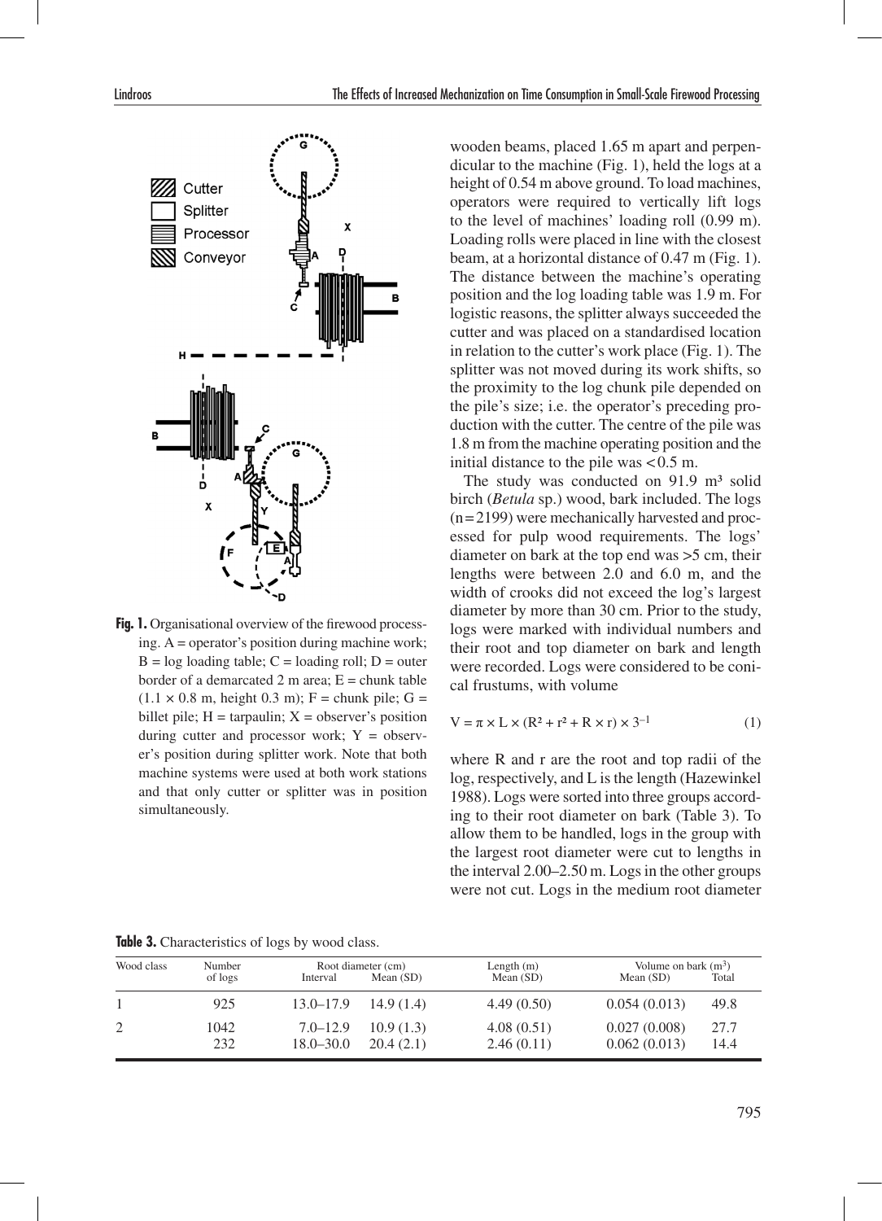**Fig. 1.** Organisational overview of the firewood processing. A = operator's position during machine work; B = log loading table; C = loading roll; D = outer border of a demarcated 2 m area; E = chunk table (1.1 × 0.8 m, height 0.3 m); F = chunk pile; G = billet pile; H = tarpaulin; X = observer's position during cutter and processor work; Y = observer's position during splitter work. Note that both machine systems were used at both work stations and that only cutter or splitter was in position simultaneously.

wooden beams, placed 1.65 m apart and perpendicular to the machine (Fig. 1), held the logs at a height of 0.54 m above ground. To load machines, operators were required to vertically lift logs to the level of machines' loading roll (0.99 m). Loading rolls were placed in line with the closest beam, at a horizontal distance of 0.47 m (Fig. 1). The distance between the machine's operating position and the log loading table was 1.9 m. For logistic reasons, the splitter always succeeded the cutter and was placed on a standardised location in relation to the cutter's work place (Fig. 1). The splitter was not moved during its work shifts, so the proximity to the log chunk pile depended on the pile's size; i.e. the operator's preceding production with the cutter. The centre of the pile was 1.8 m from the machine operating position and the initial distance to the pile was <0.5 m.

The study was conducted on 91.9 m³ solid birch (*Betula* sp.) wood, bark included. The logs (n = 2199) were mechanically harvested and processed for pulp wood requirements. The logs' diameter on bark at the top end was >5 cm, their lengths were between 2.0 and 6.0 m, and the width of crooks did not exceed the log's largest diameter by more than 30 cm. Prior to the study, logs were marked with individual numbers and their root and top diameter on bark and length were recorded. Logs were considered to be conical frustums, with volume

$$V = \pi \times L \times (R^2 + r^2 + R \times r) \times 3^{-1} \tag{1}$$

where R and r are the root and top radii of the log, respectively, and L is the length (Hazewinkel 1988). Logs were sorted into three groups according to their root diameter on bark (Table 3). To allow them to be handled, logs in the group with the largest root diameter were cut to lengths in the interval 2.00–2.50 m. Logs in the other groups were not cut. Logs in the medium root diameter

**Table 3.** Characteristics of logs by wood class.

| Wood class | Number of logs | Root diameter (cm) | | Length (m) | Volume on bark (m³) | |
|---|---|---|---|---|---|---|
| | | Interval | Mean (SD) | Mean (SD) | Mean (SD) | Total |
| 1 | 925 | 13.0–17.9 | 14.9 (1.4) | 4.49 (0.50) | 0.054 (0.013) | 49.8 |
| 2 | 1042 | 7.0–12.9 | 10.9 (1.3) | 4.08 (0.51) | 0.027 (0.008) | 27.7 |
| | 232 | 18.0–30.0 | 20.4 (2.1) | 2.46 (0.11) | 0.062 (0.013) | 14.4 |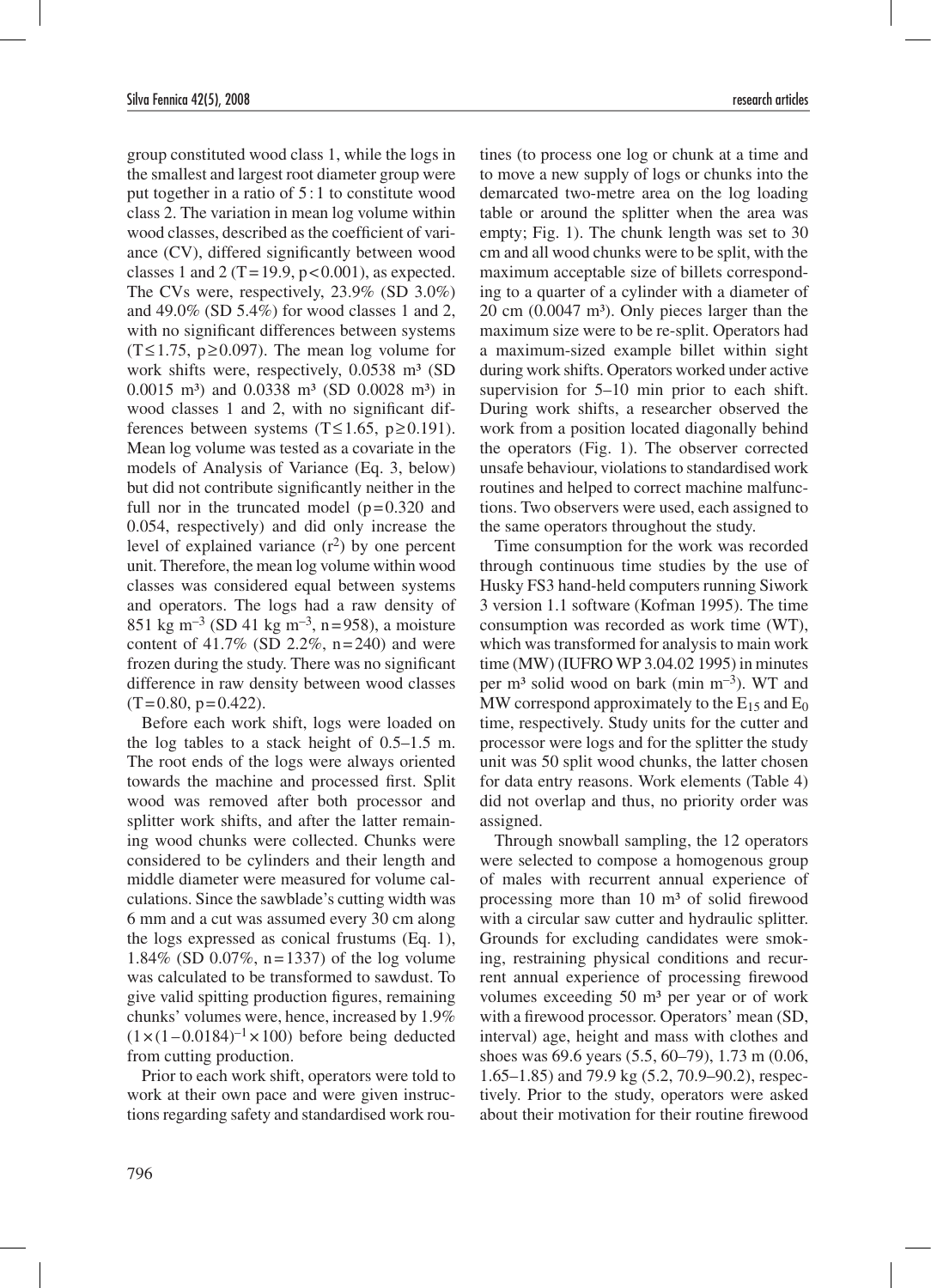group constituted wood class 1, while the logs in the smallest and largest root diameter group were put together in a ratio of 5 : 1 to constitute wood class 2. The variation in mean log volume within wood classes, described as the coefficient of variance (CV), differed significantly between wood classes 1 and 2 ($T = 19.9$, $p < 0.001$), as expected. The CVs were, respectively, 23.9% (SD 3.0%) and 49.0% (SD 5.4%) for wood classes 1 and 2, with no significant differences between systems ($T \leq 1.75$, $p \geq 0.097$). The mean log volume for work shifts were, respectively, 0.0538 m³ (SD 0.0015 m³) and 0.0338 m³ (SD 0.0028 m³) in wood classes 1 and 2, with no significant differences between systems ($T \leq 1.65$, $p \geq 0.191$). Mean log volume was tested as a covariate in the models of Analysis of Variance (Eq. 3, below) but did not contribute significantly neither in the full nor in the truncated model ($p = 0.320$ and 0.054, respectively) and did only increase the level of explained variance ($r^2$) by one percent unit. Therefore, the mean log volume within wood classes was considered equal between systems and operators. The logs had a raw density of 851 kg m$^{-3}$ (SD 41 kg m$^{-3}$, n = 958), a moisture content of 41.7% (SD 2.2%, n = 240) and were frozen during the study. There was no significant difference in raw density between wood classes ($T = 0.80$, $p = 0.422$).

Before each work shift, logs were loaded on the log tables to a stack height of 0.5–1.5 m. The root ends of the logs were always oriented towards the machine and processed first. Split wood was removed after both processor and splitter work shifts, and after the latter remaining wood chunks were collected. Chunks were considered to be cylinders and their length and middle diameter were measured for volume calculations. Since the sawblade's cutting width was 6 mm and a cut was assumed every 30 cm along the logs expressed as conical frustums (Eq. 1), 1.84% (SD 0.07%, n = 1337) of the log volume was calculated to be transformed to sawdust. To give valid spitting production figures, remaining chunks' volumes were, hence, increased by 1.9% $(1 \times (1 - 0.0184)^{-1} \times 100)$ before being deducted from cutting production.

Prior to each work shift, operators were told to work at their own pace and were given instructions regarding safety and standardised work routines (to process one log or chunk at a time and to move a new supply of logs or chunks into the demarcated two-metre area on the log loading table or around the splitter when the area was empty; Fig. 1). The chunk length was set to 30 cm and all wood chunks were to be split, with the maximum acceptable size of billets corresponding to a quarter of a cylinder with a diameter of 20 cm (0.0047 m³). Only pieces larger than the maximum size were to be re-split. Operators had a maximum-sized example billet within sight during work shifts. Operators worked under active supervision for 5–10 min prior to each shift. During work shifts, a researcher observed the work from a position located diagonally behind the operators (Fig. 1). The observer corrected unsafe behaviour, violations to standardised work routines and helped to correct machine malfunctions. Two observers were used, each assigned to the same operators throughout the study.

Time consumption for the work was recorded through continuous time studies by the use of Husky FS3 hand-held computers running Siwork 3 version 1.1 software (Kofman 1995). The time consumption was recorded as work time (WT), which was transformed for analysis to main work time (MW) (IUFRO WP 3.04.02 1995) in minutes per m³ solid wood on bark (min m$^{-3}$). WT and MW correspond approximately to the $E_{15}$ and $E_0$ time, respectively. Study units for the cutter and processor were logs and for the splitter the study unit was 50 split wood chunks, the latter chosen for data entry reasons. Work elements (Table 4) did not overlap and thus, no priority order was assigned.

Through snowball sampling, the 12 operators were selected to compose a homogenous group of males with recurrent annual experience of processing more than 10 m³ of solid firewood with a circular saw cutter and hydraulic splitter. Grounds for excluding candidates were smoking, restraining physical conditions and recurrent annual experience of processing firewood volumes exceeding 50 m³ per year or of work with a firewood processor. Operators' mean (SD, interval) age, height and mass with clothes and shoes was 69.6 years (5.5, 60–79), 1.73 m (0.06, 1.65–1.85) and 79.9 kg (5.2, 70.9–90.2), respectively. Prior to the study, operators were asked about their motivation for their routine firewood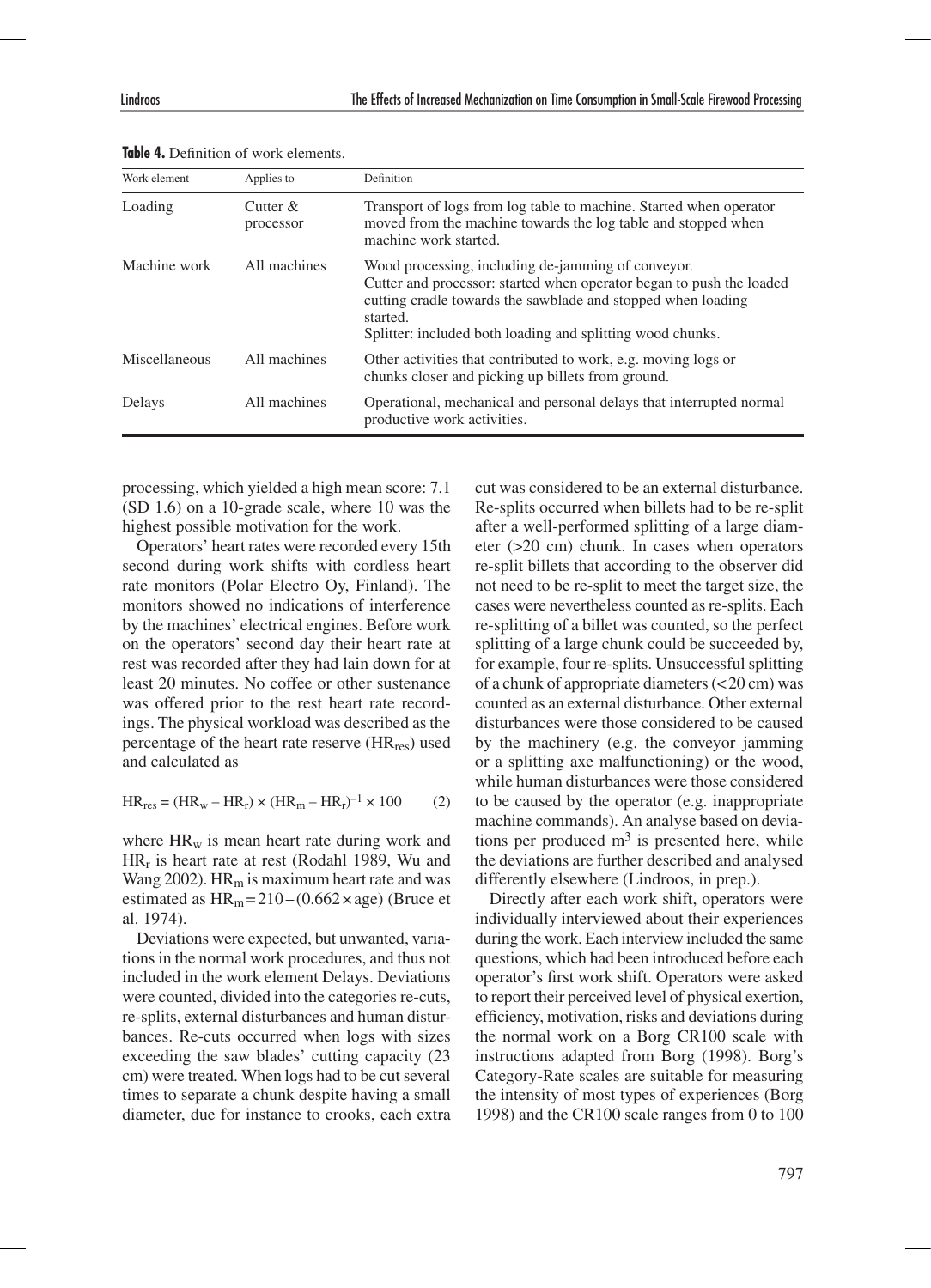**Table 4.** Definition of work elements.

| Work element | Applies to | Definition |
|---|---|---|
| Loading | Cutter & processor | Transport of logs from log table to machine. Started when operator moved from the machine towards the log table and stopped when machine work started. |
| Machine work | All machines | Wood processing, including de-jamming of conveyor. Cutter and processor: started when operator began to push the loaded cutting cradle towards the sawblade and stopped when loading started. Splitter: included both loading and splitting wood chunks. |
| Miscellaneous | All machines | Other activities that contributed to work, e.g. moving logs or chunks closer and picking up billets from ground. |
| Delays | All machines | Operational, mechanical and personal delays that interrupted normal productive work activities. |

processing, which yielded a high mean score: 7.1 (SD 1.6) on a 10-grade scale, where 10 was the highest possible motivation for the work.

Operators' heart rates were recorded every 15th second during work shifts with cordless heart rate monitors (Polar Electro Oy, Finland). The monitors showed no indications of interference by the machines' electrical engines. Before work on the operators' second day their heart rate at rest was recorded after they had lain down for at least 20 minutes. No coffee or other sustenance was offered prior to the rest heart rate recordings. The physical workload was described as the percentage of the heart rate reserve ($HR_{res}$) used and calculated as

$$HR_{res} = (HR_w - HR_r) \times (HR_m - HR_r)^{-1} \times 100 \qquad (2)$$

where $HR_w$ is mean heart rate during work and $HR_r$ is heart rate at rest (Rodahl 1989, Wu and Wang 2002). $HR_m$ is maximum heart rate and was estimated as $HR_m = 210 - (0.662 \times \text{age})$ (Bruce et al. 1974).

Deviations were expected, but unwanted, variations in the normal work procedures, and thus not included in the work element Delays. Deviations were counted, divided into the categories re-cuts, re-splits, external disturbances and human disturbances. Re-cuts occurred when logs with sizes exceeding the saw blades' cutting capacity (23 cm) were treated. When logs had to be cut several times to separate a chunk despite having a small diameter, due for instance to crooks, each extra cut was considered to be an external disturbance. Re-splits occurred when billets had to be re-split after a well-performed splitting of a large diameter (>20 cm) chunk. In cases when operators re-split billets that according to the observer did not need to be re-split to meet the target size, the cases were nevertheless counted as re-splits. Each re-splitting of a billet was counted, so the perfect splitting of a large chunk could be succeeded by, for example, four re-splits. Unsuccessful splitting of a chunk of appropriate diameters (<20 cm) was counted as an external disturbance. Other external disturbances were those considered to be caused by the machinery (e.g. the conveyor jamming or a splitting axe malfunctioning) or the wood, while human disturbances were those considered to be caused by the operator (e.g. inappropriate machine commands). An analyse based on deviations per produced $m^3$ is presented here, while the deviations are further described and analysed differently elsewhere (Lindroos, in prep.).

Directly after each work shift, operators were individually interviewed about their experiences during the work. Each interview included the same questions, which had been introduced before each operator's first work shift. Operators were asked to report their perceived level of physical exertion, efficiency, motivation, risks and deviations during the normal work on a Borg CR100 scale with instructions adapted from Borg (1998). Borg's Category-Rate scales are suitable for measuring the intensity of most types of experiences (Borg 1998) and the CR100 scale ranges from 0 to 100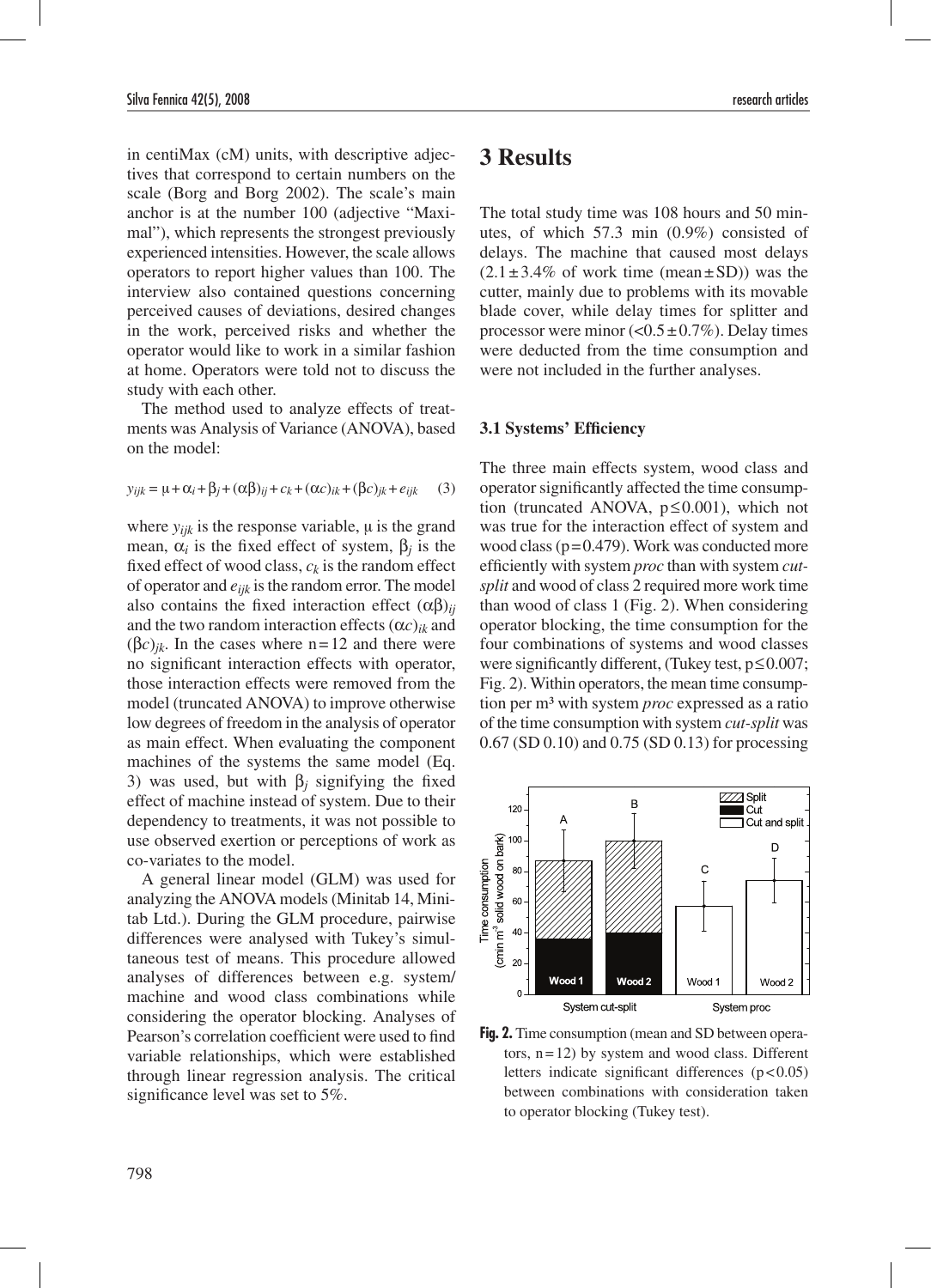in centiMax (cM) units, with descriptive adjectives that correspond to certain numbers on the scale (Borg and Borg 2002). The scale's main anchor is at the number 100 (adjective "Maximal"), which represents the strongest previously experienced intensities. However, the scale allows operators to report higher values than 100. The interview also contained questions concerning perceived causes of deviations, desired changes in the work, perceived risks and whether the operator would like to work in a similar fashion at home. Operators were told not to discuss the study with each other.

The method used to analyze effects of treatments was Analysis of Variance (ANOVA), based on the model:

$$y_{ijk} = \mu + \alpha_i + \beta_j + (\alpha\beta)_{ij} + c_k + (\alpha c)_{ik} + (\beta c)_{jk} + e_{ijk} \quad (3)$$

where $y_{ijk}$ is the response variable, $\mu$ is the grand mean, $\alpha_i$ is the fixed effect of system, $\beta_j$ is the fixed effect of wood class, $c_k$ is the random effect of operator and $e_{ijk}$ is the random error. The model also contains the fixed interaction effect $(\alpha\beta)_{ij}$ and the two random interaction effects $(\alpha c)_{ik}$ and $(\beta c)_{jk}$. In the cases where $n=12$ and there were no significant interaction effects with operator, those interaction effects were removed from the model (truncated ANOVA) to improve otherwise low degrees of freedom in the analysis of operator as main effect. When evaluating the component machines of the systems the same model (Eq. 3) was used, but with $\beta_j$ signifying the fixed effect of machine instead of system. Due to their dependency to treatments, it was not possible to use observed exertion or perceptions of work as co-variates to the model.

A general linear model (GLM) was used for analyzing the ANOVA models (Minitab 14, Minitab Ltd.). During the GLM procedure, pairwise differences were analysed with Tukey's simultaneous test of means. This procedure allowed analyses of differences between e.g. system/machine and wood class combinations while considering the operator blocking. Analyses of Pearson's correlation coefficient were used to find variable relationships, which were established through linear regression analysis. The critical significance level was set to 5%.

# 3 Results

The total study time was 108 hours and 50 minutes, of which 57.3 min (0.9%) consisted of delays. The machine that caused most delays ($2.1 \pm 3.4\%$ of work time (mean ± SD)) was the cutter, mainly due to problems with its movable blade cover, while delay times for splitter and processor were minor ($<0.5 \pm 0.7\%$). Delay times were deducted from the time consumption and were not included in the further analyses.

## 3.1 Systems' Efficiency

The three main effects system, wood class and operator significantly affected the time consumption (truncated ANOVA, $p \leq 0.001$), which not was true for the interaction effect of system and wood class ($p=0.479$). Work was conducted more efficiently with system *proc* than with system *cut-split* and wood of class 2 required more work time than wood of class 1 (Fig. 2). When considering operator blocking, the time consumption for the four combinations of systems and wood classes were significantly different, (Tukey test, $p \leq 0.007$; Fig. 2). Within operators, the mean time consumption per $m^3$ with system *proc* expressed as a ratio of the time consumption with system *cut-split* was 0.67 (SD 0.10) and 0.75 (SD 0.13) for processing

**Fig. 2.** Time consumption (mean and SD between operators, $n=12$) by system and wood class. Different letters indicate significant differences ($p<0.05$) between combinations with consideration taken to operator blocking (Tukey test).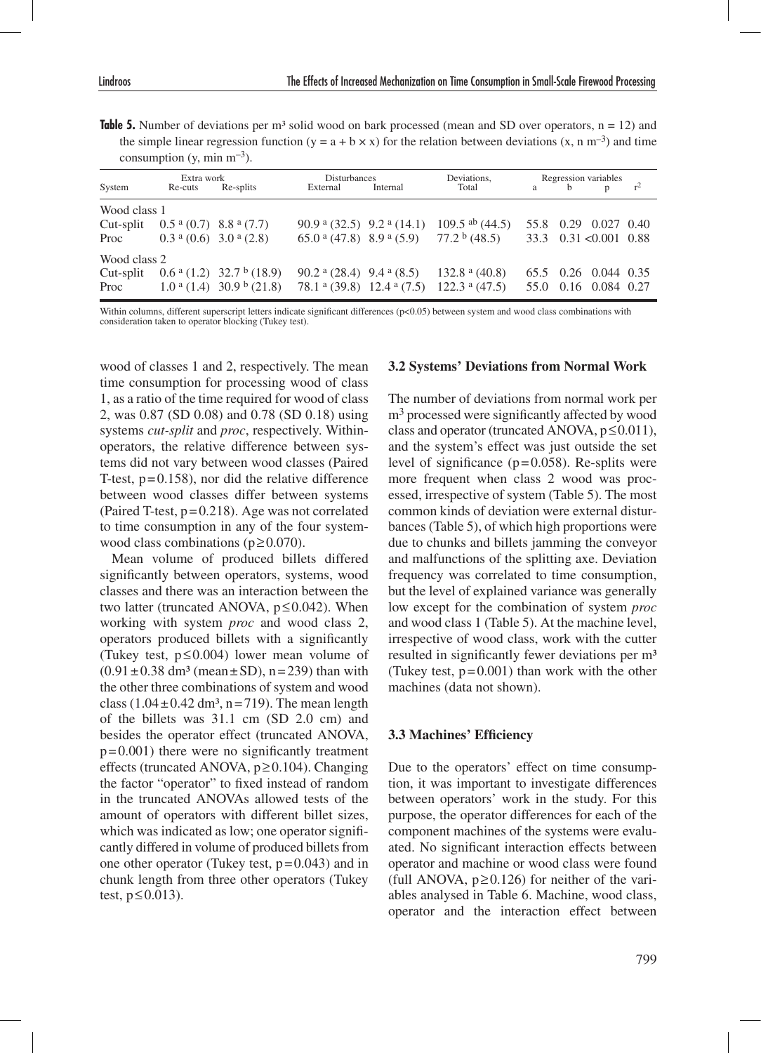**Table 5.** Number of deviations per m³ solid wood on bark processed (mean and SD over operators, n = 12) and the simple linear regression function ($y = a + b \times x$) for the relation between deviations (x, n m$^{-3}$) and time consumption (y, min m$^{-3}$).

| System | Extra work | | Disturbances | | Deviations, | Regression variables | | | |
|---|---|---|---|---|---|---|---|---|---|
| | Re-cuts | Re-splits | External | Internal | Total | a | b | p | $r^2$ |
| Wood class 1 | | | | | | | | | |
| Cut-split | 0.5 [a] (0.7) | 8.8 [a] (7.7) | 90.9 [a] (32.5) | 9.2 [a] (14.1) | 109.5 [ab] (44.5) | 55.8 | 0.29 | 0.027 | 0.40 |
| Proc | 0.3 [a] (0.6) | 3.0 [a] (2.8) | 65.0 [a] (47.8) | 8.9 [a] (5.9) | 77.2 [b] (48.5) | 33.3 | 0.31 | <0.001 | 0.88 |
| Wood class 2 | | | | | | | | | |
| Cut-split | 0.6 [a] (1.2) | 32.7 [b] (18.9) | 90.2 [a] (28.4) | 9.4 [a] (8.5) | 132.8 [a] (40.8) | 65.5 | 0.26 | 0.044 | 0.35 |
| Proc | 1.0 [a] (1.4) | 30.9 [b] (21.8) | 78.1 [a] (39.8) | 12.4 [a] (7.5) | 122.3 [a] (47.5) | 55.0 | 0.16 | 0.084 | 0.27 |

Within columns, different superscript letters indicate significant differences (p<0.05) between system and wood class combinations with consideration taken to operator blocking (Tukey test).

wood of classes 1 and 2, respectively. The mean time consumption for processing wood of class 1, as a ratio of the time required for wood of class 2, was 0.87 (SD 0.08) and 0.78 (SD 0.18) using systems *cut-split* and *proc*, respectively. Within-operators, the relative difference between systems did not vary between wood classes (Paired T-test, $p = 0.158$), nor did the relative difference between wood classes differ between systems (Paired T-test, $p = 0.218$). Age was not correlated to time consumption in any of the four system-wood class combinations ($p \geq 0.070$).

Mean volume of produced billets differed significantly between operators, systems, wood classes and there was an interaction between the two latter (truncated ANOVA, $p \leq 0.042$). When working with system *proc* and wood class 2, operators produced billets with a significantly (Tukey test, $p \leq 0.004$) lower mean volume of ($0.91 \pm 0.38$ dm³ (mean ± SD), n = 239) than with the other three combinations of system and wood class ($1.04 \pm 0.42$ dm³, n = 719). The mean length of the billets was 31.1 cm (SD 2.0 cm) and besides the operator effect (truncated ANOVA, $p = 0.001$) there were no significantly treatment effects (truncated ANOVA, $p \geq 0.104$). Changing the factor "operator" to fixed instead of random in the truncated ANOVAs allowed tests of the amount of operators with different billet sizes, which was indicated as low; one operator significantly differed in volume of produced billets from one other operator (Tukey test, $p = 0.043$) and in chunk length from three other operators (Tukey test, $p \leq 0.013$).

### 3.2 Systems' Deviations from Normal Work

The number of deviations from normal work per m³ processed were significantly affected by wood class and operator (truncated ANOVA, $p \leq 0.011$), and the system's effect was just outside the set level of significance ($p = 0.058$). Re-splits were more frequent when class 2 wood was processed, irrespective of system (Table 5). The most common kinds of deviation were external disturbances (Table 5), of which high proportions were due to chunks and billets jamming the conveyor and malfunctions of the splitting axe. Deviation frequency was correlated to time consumption, but the level of explained variance was generally low except for the combination of system *proc* and wood class 1 (Table 5). At the machine level, irrespective of wood class, work with the cutter resulted in significantly fewer deviations per m³ (Tukey test, $p = 0.001$) than work with the other machines (data not shown).

### 3.3 Machines' Efficiency

Due to the operators' effect on time consumption, it was important to investigate differences between operators' work in the study. For this purpose, the operator differences for each of the component machines of the systems were evaluated. No significant interaction effects between operator and machine or wood class were found (full ANOVA, $p \geq 0.126$) for neither of the variables analysed in Table 6. Machine, wood class, operator and the interaction effect between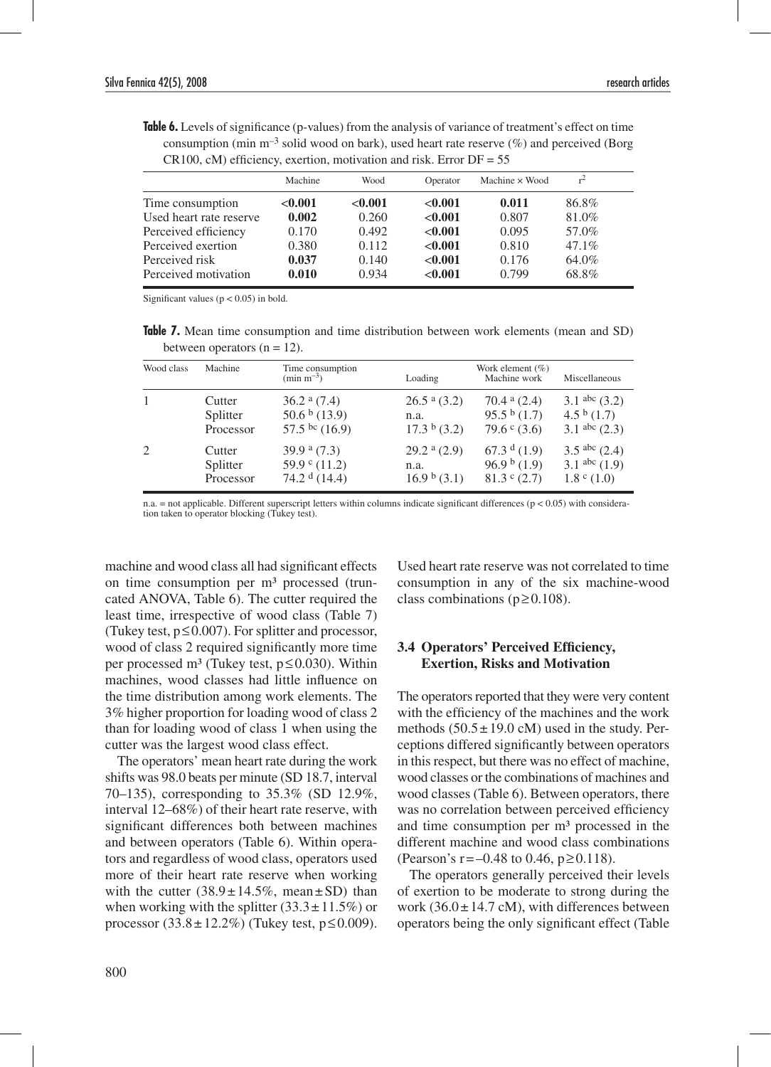**Table 6.** Levels of significance (p-values) from the analysis of variance of treatment's effect on time consumption (min $m^{-3}$ solid wood on bark), used heart rate reserve (%) and perceived (Borg CR100, cM) efficiency, exertion, motivation and risk. Error DF = 55

| | Machine | Wood | Operator | Machine × Wood | $r^2$ |
|---|---|---|---|---|---|
| Time consumption | **<0.001** | **<0.001** | **<0.001** | **0.011** | 86.8% |
| Used heart rate reserve | **0.002** | 0.260 | **<0.001** | 0.807 | 81.0% |
| Perceived efficiency | 0.170 | 0.492 | **<0.001** | 0.095 | 57.0% |
| Perceived exertion | 0.380 | 0.112 | **<0.001** | 0.810 | 47.1% |
| Perceived risk | **0.037** | 0.140 | **<0.001** | 0.176 | 64.0% |
| Perceived motivation | **0.010** | 0.934 | **<0.001** | 0.799 | 68.8% |

Significant values ($p < 0.05$) in bold.

**Table 7.** Mean time consumption and time distribution between work elements (mean and SD) between operators (n = 12).

| Wood class | Machine | Time consumption (min $m^{-3}$) | Work element (%) Loading | Machine work | Miscellaneous |
|---|---|---|---|---|---|
| 1 | Cutter | 36.2 $^{a}$ (7.4) | 26.5 $^{a}$ (3.2) | 70.4 $^{a}$ (2.4) | 3.1 $^{abc}$ (3.2) |
| | Splitter | 50.6 $^{b}$ (13.9) | n.a. | 95.5 $^{b}$ (1.7) | 4.5 $^{b}$ (1.7) |
| | Processor | 57.5 $^{bc}$ (16.9) | 17.3 $^{b}$ (3.2) | 79.6 $^{c}$ (3.6) | 3.1 $^{abc}$ (2.3) |
| 2 | Cutter | 39.9 $^{a}$ (7.3) | 29.2 $^{a}$ (2.9) | 67.3 $^{d}$ (1.9) | 3.5 $^{abc}$ (2.4) |
| | Splitter | 59.9 $^{c}$ (11.2) | n.a. | 96.9 $^{b}$ (1.9) | 3.1 $^{abc}$ (1.9) |
| | Processor | 74.2 $^{d}$ (14.4) | 16.9 $^{b}$ (3.1) | 81.3 $^{c}$ (2.7) | 1.8 $^{c}$ (1.0) |

n.a. = not applicable. Different superscript letters within columns indicate significant differences ($p < 0.05$) with consideration taken to operator blocking (Tukey test).

machine and wood class all had significant effects on time consumption per m³ processed (truncated ANOVA, Table 6). The cutter required the least time, irrespective of wood class (Table 7) (Tukey test, $p \leq 0.007$). For splitter and processor, wood of class 2 required significantly more time per processed m³ (Tukey test, $p \leq 0.030$). Within machines, wood classes had little influence on the time distribution among work elements. The 3% higher proportion for loading wood of class 2 than for loading wood of class 1 when using the cutter was the largest wood class effect.

The operators' mean heart rate during the work shifts was 98.0 beats per minute (SD 18.7, interval 70–135), corresponding to 35.3% (SD 12.9%, interval 12–68%) of their heart rate reserve, with significant differences both between machines and between operators (Table 6). Within operators and regardless of wood class, operators used more of their heart rate reserve when working with the cutter (38.9 ± 14.5%, mean ± SD) than when working with the splitter (33.3 ± 11.5%) or processor (33.8 ± 12.2%) (Tukey test, $p \leq 0.009$). Used heart rate reserve was not correlated to time consumption in any of the six machine-wood class combinations ($p \geq 0.108$).

### 3.4 Operators' Perceived Efficiency, Exertion, Risks and Motivation

The operators reported that they were very content with the efficiency of the machines and the work methods (50.5 ± 19.0 cM) used in the study. Perceptions differed significantly between operators in this respect, but there was no effect of machine, wood classes or the combinations of machines and wood classes (Table 6). Between operators, there was no correlation between perceived efficiency and time consumption per m³ processed in the different machine and wood class combinations (Pearson's $r = -0.48$ to $0.46$, $p \geq 0.118$).

The operators generally perceived their levels of exertion to be moderate to strong during the work (36.0 ± 14.7 cM), with differences between operators being the only significant effect (Table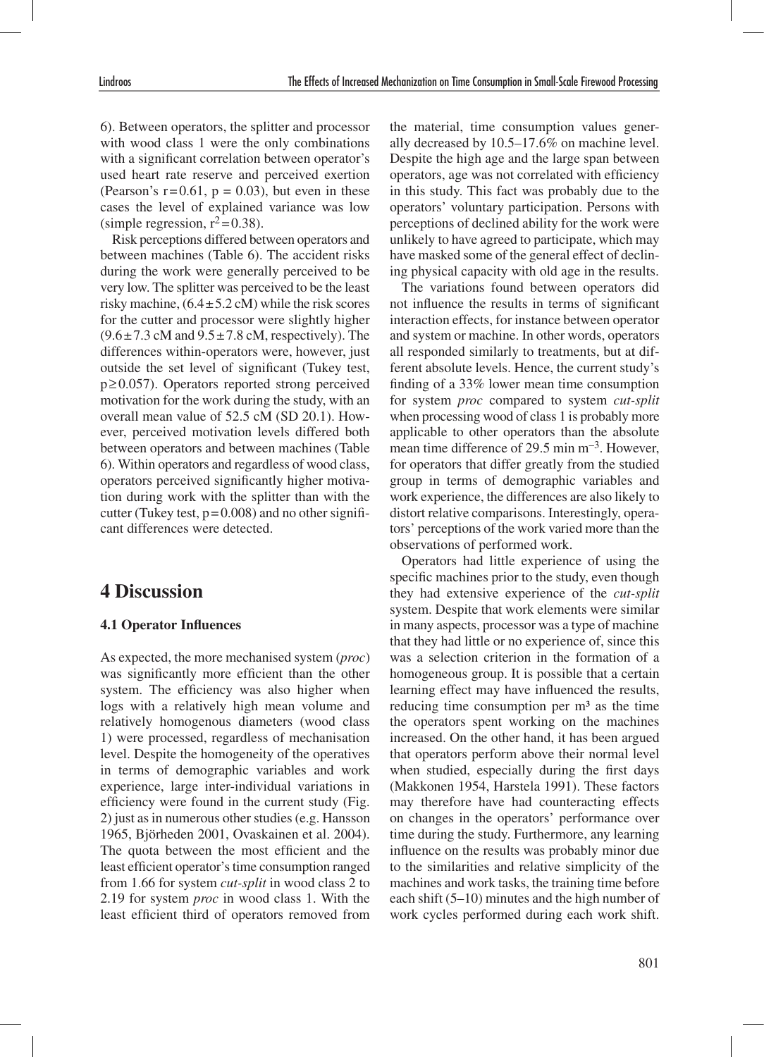6). Between operators, the splitter and processor with wood class 1 were the only combinations with a significant correlation between operator's used heart rate reserve and perceived exertion (Pearson's $r=0.61$, $p = 0.03$), but even in these cases the level of explained variance was low (simple regression, $r^2=0.38$).

Risk perceptions differed between operators and between machines (Table 6). The accident risks during the work were generally perceived to be very low. The splitter was perceived to be the least risky machine, (6.4±5.2 cM) while the risk scores for the cutter and processor were slightly higher (9.6±7.3 cM and 9.5±7.8 cM, respectively). The differences within-operators were, however, just outside the set level of significant (Tukey test, $p \geq 0.057$). Operators reported strong perceived motivation for the work during the study, with an overall mean value of 52.5 cM (SD 20.1). However, perceived motivation levels differed both between operators and between machines (Table 6). Within operators and regardless of wood class, operators perceived significantly higher motivation during work with the splitter than with the cutter (Tukey test, $p=0.008$) and no other significant differences were detected.

# 4 Discussion

### 4.1 Operator Influences

As expected, the more mechanised system (*proc*) was significantly more efficient than the other system. The efficiency was also higher when logs with a relatively high mean volume and relatively homogenous diameters (wood class 1) were processed, regardless of mechanisation level. Despite the homogeneity of the operatives in terms of demographic variables and work experience, large inter-individual variations in efficiency were found in the current study (Fig. 2) just as in numerous other studies (e.g. Hansson 1965, Björheden 2001, Ovaskainen et al. 2004). The quota between the most efficient and the least efficient operator's time consumption ranged from 1.66 for system *cut-split* in wood class 2 to 2.19 for system *proc* in wood class 1. With the least efficient third of operators removed from the material, time consumption values generally decreased by 10.5–17.6% on machine level. Despite the high age and the large span between operators, age was not correlated with efficiency in this study. This fact was probably due to the operators' voluntary participation. Persons with perceptions of declined ability for the work were unlikely to have agreed to participate, which may have masked some of the general effect of declining physical capacity with old age in the results.

The variations found between operators did not influence the results in terms of significant interaction effects, for instance between operator and system or machine. In other words, operators all responded similarly to treatments, but at different absolute levels. Hence, the current study's finding of a 33% lower mean time consumption for system *proc* compared to system *cut-split* when processing wood of class 1 is probably more applicable to other operators than the absolute mean time difference of 29.5 min $m^{-3}$. However, for operators that differ greatly from the studied group in terms of demographic variables and work experience, the differences are also likely to distort relative comparisons. Interestingly, operators' perceptions of the work varied more than the observations of performed work.

Operators had little experience of using the specific machines prior to the study, even though they had extensive experience of the *cut-split* system. Despite that work elements were similar in many aspects, processor was a type of machine that they had little or no experience of, since this was a selection criterion in the formation of a homogeneous group. It is possible that a certain learning effect may have influenced the results, reducing time consumption per m³ as the time the operators spent working on the machines increased. On the other hand, it has been argued that operators perform above their normal level when studied, especially during the first days (Makkonen 1954, Harstela 1991). These factors may therefore have had counteracting effects on changes in the operators' performance over time during the study. Furthermore, any learning influence on the results was probably minor due to the similarities and relative simplicity of the machines and work tasks, the training time before each shift (5–10) minutes and the high number of work cycles performed during each work shift.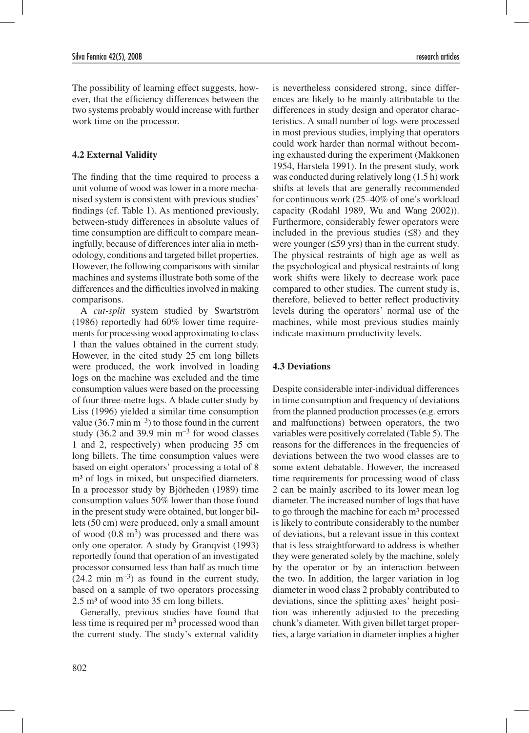The possibility of learning effect suggests, however, that the efficiency differences between the two systems probably would increase with further work time on the processor.

### 4.2 External Validity

The finding that the time required to process a unit volume of wood was lower in a more mechanised system is consistent with previous studies' findings (cf. Table 1). As mentioned previously, between-study differences in absolute values of time consumption are difficult to compare meaningfully, because of differences inter alia in methodology, conditions and targeted billet properties. However, the following comparisons with similar machines and systems illustrate both some of the differences and the difficulties involved in making comparisons.

A *cut-split* system studied by Swartström (1986) reportedly had 60% lower time requirements for processing wood approximating to class 1 than the values obtained in the current study. However, in the cited study 25 cm long billets were produced, the work involved in loading logs on the machine was excluded and the time consumption values were based on the processing of four three-metre logs. A blade cutter study by Liss (1996) yielded a similar time consumption value (36.7 min $m^{-3}$) to those found in the current study (36.2 and 39.9 min $m^{-3}$ for wood classes 1 and 2, respectively) when producing 35 cm long billets. The time consumption values were based on eight operators' processing a total of 8 $m^3$ of logs in mixed, but unspecified diameters. In a processor study by Björheden (1989) time consumption values 50% lower than those found in the present study were obtained, but longer billets (50 cm) were produced, only a small amount of wood (0.8 $m^3$) was processed and there was only one operator. A study by Granqvist (1993) reportedly found that operation of an investigated processor consumed less than half as much time (24.2 min $m^{-3}$) as found in the current study, based on a sample of two operators processing 2.5 $m^3$ of wood into 35 cm long billets.

Generally, previous studies have found that less time is required per $m^3$ processed wood than the current study. The study's external validity is nevertheless considered strong, since differences are likely to be mainly attributable to the differences in study design and operator characteristics. A small number of logs were processed in most previous studies, implying that operators could work harder than normal without becoming exhausted during the experiment (Makkonen 1954, Harstela 1991). In the present study, work was conducted during relatively long (1.5 h) work shifts at levels that are generally recommended for continuous work (25–40% of one's workload capacity (Rodahl 1989, Wu and Wang 2002)). Furthermore, considerably fewer operators were included in the previous studies (≤8) and they were younger (≤59 yrs) than in the current study. The physical restraints of high age as well as the psychological and physical restraints of long work shifts were likely to decrease work pace compared to other studies. The current study is, therefore, believed to better reflect productivity levels during the operators' normal use of the machines, while most previous studies mainly indicate maximum productivity levels.

### 4.3 Deviations

Despite considerable inter-individual differences in time consumption and frequency of deviations from the planned production processes (e.g. errors and malfunctions) between operators, the two variables were positively correlated (Table 5). The reasons for the differences in the frequencies of deviations between the two wood classes are to some extent debatable. However, the increased time requirements for processing wood of class 2 can be mainly ascribed to its lower mean log diameter. The increased number of logs that have to go through the machine for each $m^3$ processed is likely to contribute considerably to the number of deviations, but a relevant issue in this context that is less straightforward to address is whether they were generated solely by the machine, solely by the operator or by an interaction between the two. In addition, the larger variation in log diameter in wood class 2 probably contributed to deviations, since the splitting axes' height position was inherently adjusted to the preceding chunk's diameter. With given billet target properties, a large variation in diameter implies a higher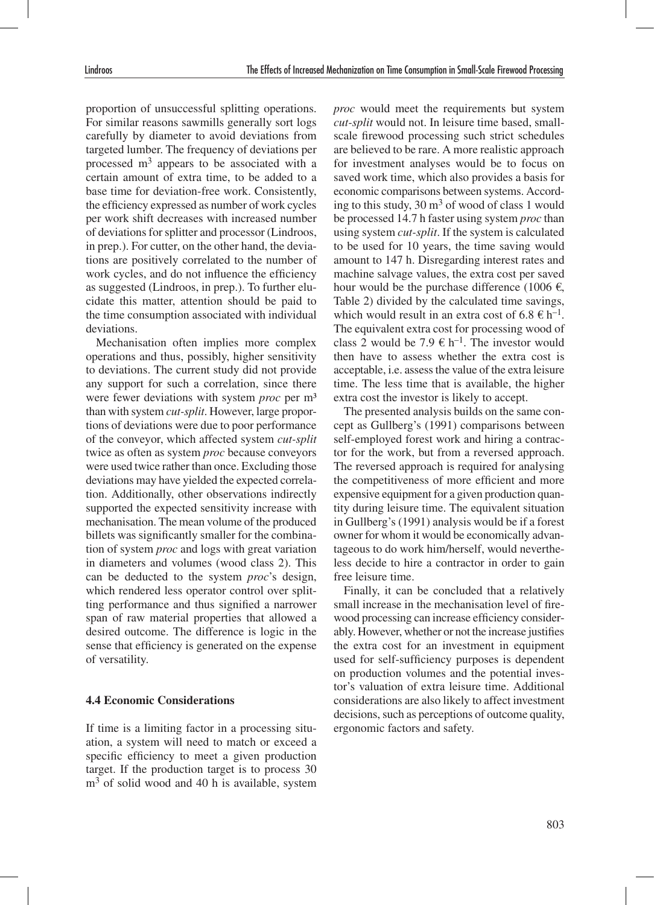proportion of unsuccessful splitting operations. For similar reasons sawmills generally sort logs carefully by diameter to avoid deviations from targeted lumber. The frequency of deviations per processed $m^3$ appears to be associated with a certain amount of extra time, to be added to a base time for deviation-free work. Consistently, the efficiency expressed as number of work cycles per work shift decreases with increased number of deviations for splitter and processor (Lindroos, in prep.). For cutter, on the other hand, the deviations are positively correlated to the number of work cycles, and do not influence the efficiency as suggested (Lindroos, in prep.). To further elucidate this matter, attention should be paid to the time consumption associated with individual deviations.

Mechanisation often implies more complex operations and thus, possibly, higher sensitivity to deviations. The current study did not provide any support for such a correlation, since there were fewer deviations with system *proc* per $m^3$ than with system *cut-split*. However, large proportions of deviations were due to poor performance of the conveyor, which affected system *cut-split* twice as often as system *proc* because conveyors were used twice rather than once. Excluding those deviations may have yielded the expected correlation. Additionally, other observations indirectly supported the expected sensitivity increase with mechanisation. The mean volume of the produced billets was significantly smaller for the combination of system *proc* and logs with great variation in diameters and volumes (wood class 2). This can be deducted to the system *proc*'s design, which rendered less operator control over splitting performance and thus signified a narrower span of raw material properties that allowed a desired outcome. The difference is logic in the sense that efficiency is generated on the expense of versatility.

### 4.4 Economic Considerations

If time is a limiting factor in a processing situation, a system will need to match or exceed a specific efficiency to meet a given production target. If the production target is to process 30 $m^3$ of solid wood and 40 h is available, system *proc* would meet the requirements but system *cut-split* would not. In leisure time based, small-scale firewood processing such strict schedules are believed to be rare. A more realistic approach for investment analyses would be to focus on saved work time, which also provides a basis for economic comparisons between systems. According to this study, 30 $m^3$ of wood of class 1 would be processed 14.7 h faster using system *proc* than using system *cut-split*. If the system is calculated to be used for 10 years, the time saving would amount to 147 h. Disregarding interest rates and machine salvage values, the extra cost per saved hour would be the purchase difference (1006 €, Table 2) divided by the calculated time savings, which would result in an extra cost of 6.8 € $h^{-1}$. The equivalent extra cost for processing wood of class 2 would be 7.9 € $h^{-1}$. The investor would then have to assess whether the extra cost is acceptable, i.e. assess the value of the extra leisure time. The less time that is available, the higher extra cost the investor is likely to accept.

The presented analysis builds on the same concept as Gullberg's (1991) comparisons between self-employed forest work and hiring a contractor for the work, but from a reversed approach. The reversed approach is required for analysing the competitiveness of more efficient and more expensive equipment for a given production quantity during leisure time. The equivalent situation in Gullberg's (1991) analysis would be if a forest owner for whom it would be economically advantageous to do work him/herself, would nevertheless decide to hire a contractor in order to gain free leisure time.

Finally, it can be concluded that a relatively small increase in the mechanisation level of firewood processing can increase efficiency considerably. However, whether or not the increase justifies the extra cost for an investment in equipment used for self-sufficiency purposes is dependent on production volumes and the potential investor's valuation of extra leisure time. Additional considerations are also likely to affect investment decisions, such as perceptions of outcome quality, ergonomic factors and safety.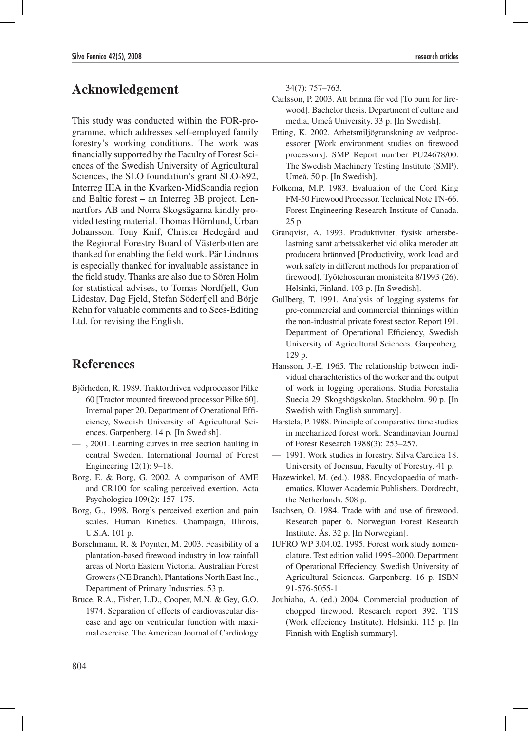## Acknowledgement

This study was conducted within the FOR-programme, which addresses self-employed family forestry's working conditions. The work was financially supported by the Faculty of Forest Sciences of the Swedish University of Agricultural Sciences, the SLO foundation's grant SLO-892, Interreg IIIA in the Kvarken-MidScandia region and Baltic forest – an Interreg 3B project. Lennartfors AB and Norra Skogsägarna kindly provided testing material. Thomas Hörnlund, Urban Johansson, Tony Knif, Christer Hedegård and the Regional Forestry Board of Västerbotten are thanked for enabling the field work. Pär Lindroos is especially thanked for invaluable assistance in the field study. Thanks are also due to Sören Holm for statistical advises, to Tomas Nordfjell, Gun Lidestav, Dag Fjeld, Stefan Söderfjell and Börje Rehn for valuable comments and to Sees-Editing Ltd. for revising the English.

## References

Björheden, R. 1989. Traktordriven vedprocessor Pilke 60 [Tractor mounted firewood processor Pilke 60]. Internal paper 20. Department of Operational Efficiency, Swedish University of Agricultural Sciences. Garpenberg. 14 p. [In Swedish].

— , 2001. Learning curves in tree section hauling in central Sweden. International Journal of Forest Engineering 12(1): 9–18.

Borg, E. & Borg, G. 2002. A comparison of AME and CR100 for scaling perceived exertion. Acta Psychologica 109(2): 157–175.

Borg, G., 1998. Borg's perceived exertion and pain scales. Human Kinetics. Champaign, Illinois, U.S.A. 101 p.

Borschmann, R. & Poynter, M. 2003. Feasibility of a plantation-based firewood industry in low rainfall areas of North Eastern Victoria. Australian Forest Growers (NE Branch), Plantations North East Inc., Department of Primary Industries. 53 p.

Bruce, R.A., Fisher, L.D., Cooper, M.N. & Gey, G.O. 1974. Separation of effects of cardiovascular disease and age on ventricular function with maximal exercise. The American Journal of Cardiology 34(7): 757–763.

Carlsson, P. 2003. Att brinna för ved [To burn for firewood]. Bachelor thesis. Department of culture and media, Umeå University. 33 p. [In Swedish].

Etting, K. 2002. Arbetsmiljögranskning av vedprocessorer [Work environment studies on firewood processors]. SMP Report number PU24678/00. The Swedish Machinery Testing Institute (SMP). Umeå. 50 p. [In Swedish].

Folkema, M.P. 1983. Evaluation of the Cord King FM-50 Firewood Processor. Technical Note TN-66. Forest Engineering Research Institute of Canada. 25 p.

Granqvist, A. 1993. Produktivitet, fysisk arbetsbelastning samt arbetssäkerhet vid olika metoder att producera brännved [Productivity, work load and work safety in different methods for preparation of firewood]. Työtehoseuran monisteita 8/1993 (26). Helsinki, Finland. 103 p. [In Swedish].

Gullberg, T. 1991. Analysis of logging systems for pre-commercial and commercial thinnings within the non-industrial private forest sector. Report 191. Department of Operational Efficiency, Swedish University of Agricultural Sciences. Garpenberg. 129 p.

Hansson, J.-E. 1965. The relationship between individual charachteristics of the worker and the output of work in logging operations. Studia Forestalia Suecia 29. Skogshögskolan. Stockholm. 90 p. [In Swedish with English summary].

Harstela, P. 1988. Principle of comparative time studies in mechanized forest work. Scandinavian Journal of Forest Research 1988(3): 253–257.

— 1991. Work studies in forestry. Silva Carelica 18. University of Joensuu, Faculty of Forestry. 41 p.

Hazewinkel, M. (ed.). 1988. Encyclopaedia of mathematics. Kluwer Academic Publishers. Dordrecht, the Netherlands. 508 p.

Isachsen, O. 1984. Trade with and use of firewood. Research paper 6. Norwegian Forest Research Institute. Ås. 32 p. [In Norwegian].

IUFRO WP 3.04.02. 1995. Forest work study nomenclature. Test edition valid 1995–2000. Department of Operational Effeciency, Swedish University of Agricultural Sciences. Garpenberg. 16 p. ISBN 91-576-5055-1.

Jouhiaho, A. (ed.) 2004. Commercial production of chopped firewood. Research report 392. TTS (Work effeciency Institute). Helsinki. 115 p. [In Finnish with English summary].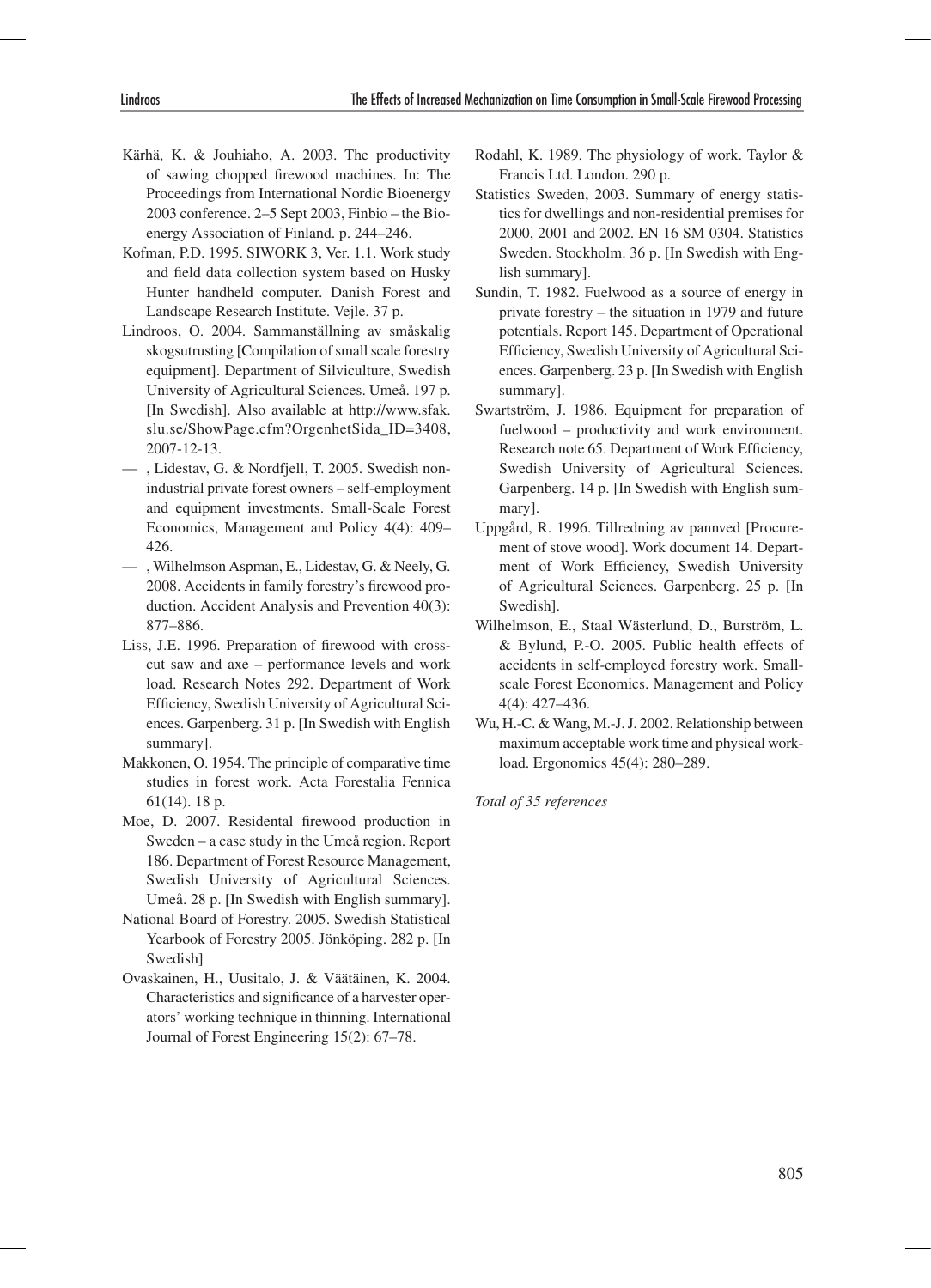Kärhä, K. & Jouhiaho, A. 2003. The productivity of sawing chopped firewood machines. In: The Proceedings from International Nordic Bioenergy 2003 conference. 2–5 Sept 2003, Finbio – the Bioenergy Association of Finland. p. 244–246.

Kofman, P.D. 1995. SIWORK 3, Ver. 1.1. Work study and field data collection system based on Husky Hunter handheld computer. Danish Forest and Landscape Research Institute. Vejle. 37 p.

Lindroos, O. 2004. Sammanställning av småskalig skogsutrusting [Compilation of small scale forestry equipment]. Department of Silviculture, Swedish University of Agricultural Sciences. Umeå. 197 p. [In Swedish]. Also available at http://www.sfak.slu.se/ShowPage.cfm?OrgenhetSida_ID=3408, 2007-12-13.

— , Lidestav, G. & Nordfjell, T. 2005. Swedish non-industrial private forest owners – self-employment and equipment investments. Small-Scale Forest Economics, Management and Policy 4(4): 409–426.

— , Wilhelmson Aspman, E., Lidestav, G. & Neely, G. 2008. Accidents in family forestry's firewood production. Accident Analysis and Prevention 40(3): 877–886.

Liss, J.E. 1996. Preparation of firewood with crosscut saw and axe – performance levels and work load. Research Notes 292. Department of Work Efficiency, Swedish University of Agricultural Sciences. Garpenberg. 31 p. [In Swedish with English summary].

Makkonen, O. 1954. The principle of comparative time studies in forest work. Acta Forestalia Fennica 61(14). 18 p.

Moe, D. 2007. Residental firewood production in Sweden – a case study in the Umeå region. Report 186. Department of Forest Resource Management, Swedish University of Agricultural Sciences. Umeå. 28 p. [In Swedish with English summary].

National Board of Forestry. 2005. Swedish Statistical Yearbook of Forestry 2005. Jönköping. 282 p. [In Swedish]

Ovaskainen, H., Uusitalo, J. & Väätäinen, K. 2004. Characteristics and significance of a harvester operators' working technique in thinning. International Journal of Forest Engineering 15(2): 67–78.

Rodahl, K. 1989. The physiology of work. Taylor & Francis Ltd. London. 290 p.

Statistics Sweden, 2003. Summary of energy statistics for dwellings and non-residential premises for 2000, 2001 and 2002. EN 16 SM 0304. Statistics Sweden. Stockholm. 36 p. [In Swedish with English summary].

Sundin, T. 1982. Fuelwood as a source of energy in private forestry – the situation in 1979 and future potentials. Report 145. Department of Operational Efficiency, Swedish University of Agricultural Sciences. Garpenberg. 23 p. [In Swedish with English summary].

Swartström, J. 1986. Equipment for preparation of fuelwood – productivity and work environment. Research note 65. Department of Work Efficiency, Swedish University of Agricultural Sciences. Garpenberg. 14 p. [In Swedish with English summary].

Uppgård, R. 1996. Tillredning av pannved [Procurement of stove wood]. Work document 14. Department of Work Efficiency, Swedish University of Agricultural Sciences. Garpenberg. 25 p. [In Swedish].

Wilhelmson, E., Staal Wästerlund, D., Burström, L. & Bylund, P.-O. 2005. Public health effects of accidents in self-employed forestry work. Small-scale Forest Economics. Management and Policy 4(4): 427–436.

Wu, H.-C. & Wang, M.-J. J. 2002. Relationship between maximum acceptable work time and physical workload. Ergonomics 45(4): 280–289.

*Total of 35 references*